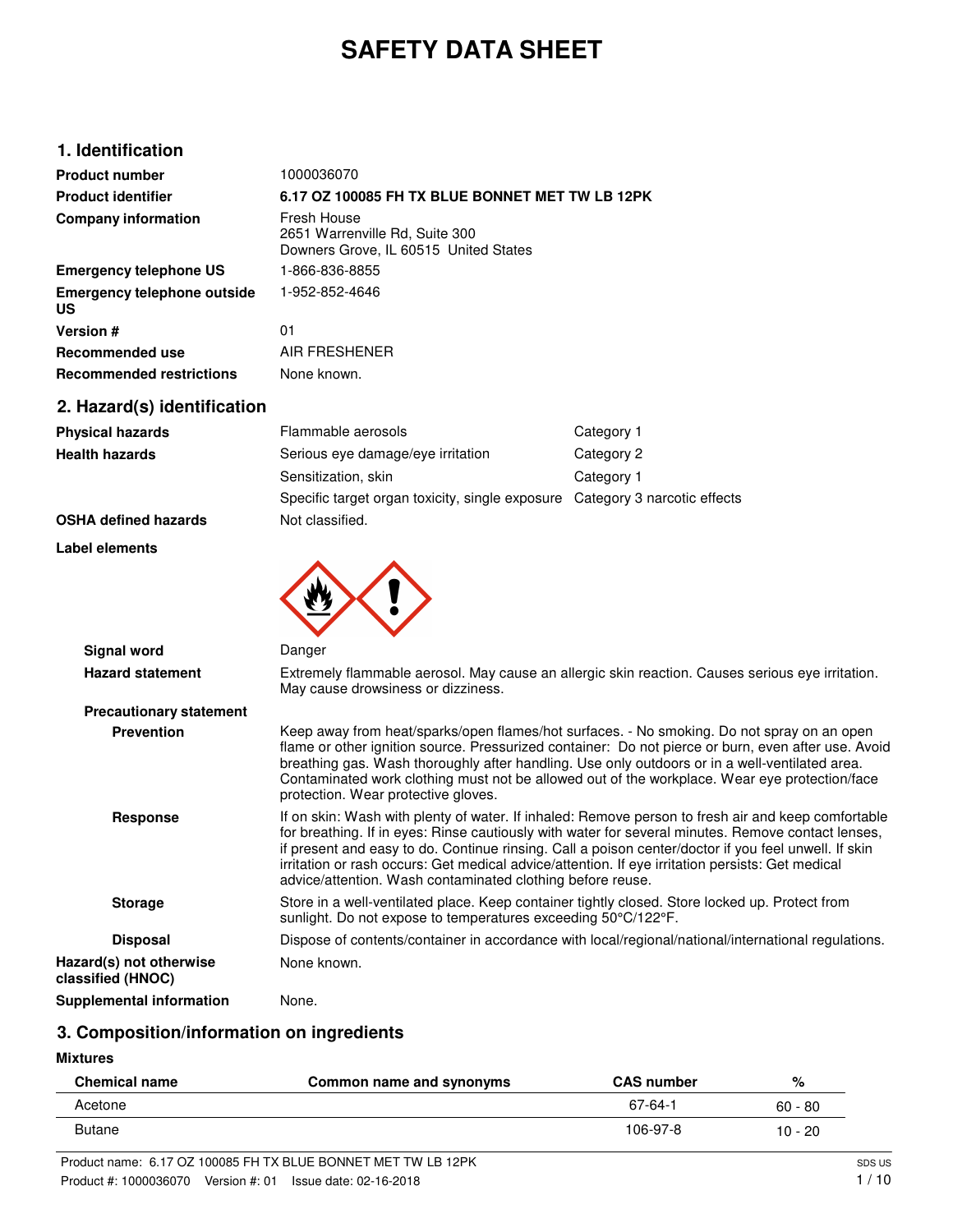# SAFETY DATA SHEET

## 1. Identification

| | |
|---|---|
| **Product number** | 1000036070 |
| **Product identifier** | **6.17 OZ 100085 FH TX BLUE BONNET MET TW LB 12PK** |
| **Company information** | Fresh House<br>2651 Warrenville Rd, Suite 300<br>Downers Grove, IL 60515 United States |
| **Emergency telephone US** | 1-866-836-8855 |
| **Emergency telephone outside US** | 1-952-852-4646 |
| **Version #** | 01 |
| **Recommended use** | AIR FRESHENER |
| **Recommended restrictions** | None known. |

## 2. Hazard(s) identification

| | | |
|---|---|---|
| **Physical hazards** | Flammable aerosols | Category 1 |
| **Health hazards** | Serious eye damage/eye irritation | Category 2 |
| | Sensitization, skin | Category 1 |
| | Specific target organ toxicity, single exposure | Category 3 narcotic effects |
| **OSHA defined hazards** | Not classified. | |

**Label elements**

**Signal word** Danger

**Hazard statement** Extremely flammable aerosol. May cause an allergic skin reaction. Causes serious eye irritation. May cause drowsiness or dizziness.

**Precautionary statement**

**Prevention** Keep away from heat/sparks/open flames/hot surfaces. - No smoking. Do not spray on an open flame or other ignition source. Pressurized container: Do not pierce or burn, even after use. Avoid breathing gas. Wash thoroughly after handling. Use only outdoors or in a well-ventilated area. Contaminated work clothing must not be allowed out of the workplace. Wear eye protection/face protection. Wear protective gloves.

**Response** If on skin: Wash with plenty of water. If inhaled: Remove person to fresh air and keep comfortable for breathing. If in eyes: Rinse cautiously with water for several minutes. Remove contact lenses, if present and easy to do. Continue rinsing. Call a poison center/doctor if you feel unwell. If skin irritation or rash occurs: Get medical advice/attention. If eye irritation persists: Get medical advice/attention. Wash contaminated clothing before reuse.

**Storage** Store in a well-ventilated place. Keep container tightly closed. Store locked up. Protect from sunlight. Do not expose to temperatures exceeding 50°C/122°F.

**Disposal** Dispose of contents/container in accordance with local/regional/national/international regulations.

**Hazard(s) not otherwise classified (HNOC)** None known.

**Supplemental information** None.

## 3. Composition/information on ingredients

**Mixtures**

| Chemical name | Common name and synonyms | CAS number | % |
|---|---|---|---|
| Acetone | | 67-64-1 | 60 - 80 |
| Butane | | 106-97-8 | 10 - 20 |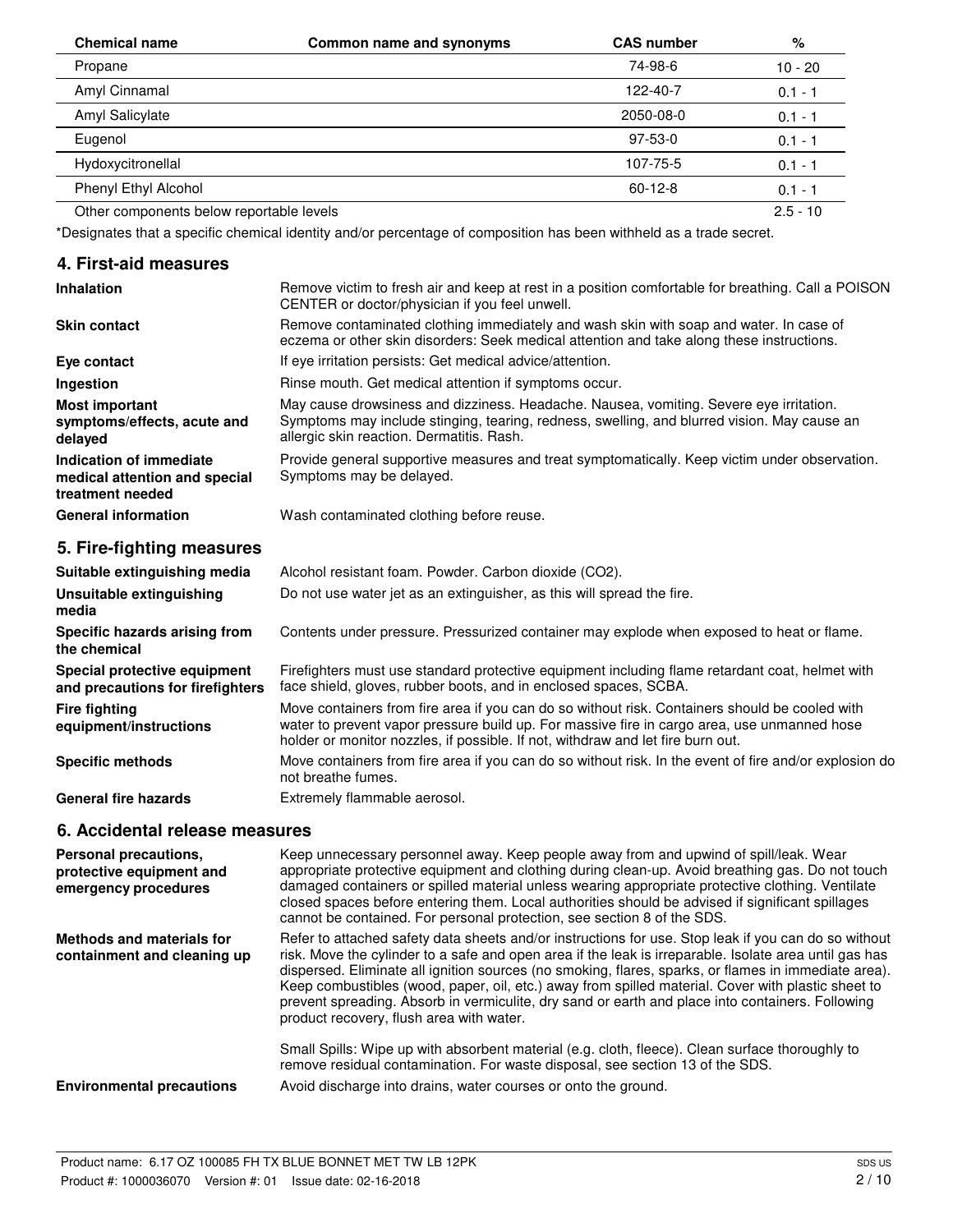| Chemical name | Common name and synonyms | CAS number | % |
| --- | --- | --- | --- |
| Propane | | 74-98-6 | 10 - 20 |
| Amyl Cinnamal | | 122-40-7 | 0.1 - 1 |
| Amyl Salicylate | | 2050-08-0 | 0.1 - 1 |
| Eugenol | | 97-53-0 | 0.1 - 1 |
| Hydoxycitronellal | | 107-75-5 | 0.1 - 1 |
| Phenyl Ethyl Alcohol | | 60-12-8 | 0.1 - 1 |
| Other components below reportable levels | | | 2.5 - 10 |

*Designates that a specific chemical identity and/or percentage of composition has been withheld as a trade secret.

## 4. First-aid measures

**Inhalation** Remove victim to fresh air and keep at rest in a position comfortable for breathing. Call a POISON CENTER or doctor/physician if you feel unwell.

**Skin contact** Remove contaminated clothing immediately and wash skin with soap and water. In case of eczema or other skin disorders: Seek medical attention and take along these instructions.

**Eye contact** If eye irritation persists: Get medical advice/attention.

**Ingestion** Rinse mouth. Get medical attention if symptoms occur.

**Most important symptoms/effects, acute and delayed** May cause drowsiness and dizziness. Headache. Nausea, vomiting. Severe eye irritation. Symptoms may include stinging, tearing, redness, swelling, and blurred vision. May cause an allergic skin reaction. Dermatitis. Rash.

**Indication of immediate medical attention and special treatment needed** Provide general supportive measures and treat symptomatically. Keep victim under observation. Symptoms may be delayed.

**General information** Wash contaminated clothing before reuse.

## 5. Fire-fighting measures

**Suitable extinguishing media** Alcohol resistant foam. Powder. Carbon dioxide ($CO_2$).

**Unsuitable extinguishing media** Do not use water jet as an extinguisher, as this will spread the fire.

**Specific hazards arising from the chemical** Contents under pressure. Pressurized container may explode when exposed to heat or flame.

**Special protective equipment and precautions for firefighters** Firefighters must use standard protective equipment including flame retardant coat, helmet with face shield, gloves, rubber boots, and in enclosed spaces, SCBA.

**Fire fighting equipment/instructions** Move containers from fire area if you can do so without risk. Containers should be cooled with water to prevent vapor pressure build up. For massive fire in cargo area, use unmanned hose holder or monitor nozzles, if possible. If not, withdraw and let fire burn out.

**Specific methods** Move containers from fire area if you can do so without risk. In the event of fire and/or explosion do not breathe fumes.

**General fire hazards** Extremely flammable aerosol.

## 6. Accidental release measures

**Personal precautions, protective equipment and emergency procedures** Keep unnecessary personnel away. Keep people away from and upwind of spill/leak. Wear appropriate protective equipment and clothing during clean-up. Avoid breathing gas. Do not touch damaged containers or spilled material unless wearing appropriate protective clothing. Ventilate closed spaces before entering them. Local authorities should be advised if significant spillages cannot be contained. For personal protection, see section 8 of the SDS.

**Methods and materials for containment and cleaning up** Refer to attached safety data sheets and/or instructions for use. Stop leak if you can do so without risk. Move the cylinder to a safe and open area if the leak is irreparable. Isolate area until gas has dispersed. Eliminate all ignition sources (no smoking, flares, sparks, or flames in immediate area). Keep combustibles (wood, paper, oil, etc.) away from spilled material. Cover with plastic sheet to prevent spreading. Absorb in vermiculite, dry sand or earth and place into containers. Following product recovery, flush area with water.

Small Spills: Wipe up with absorbent material (e.g. cloth, fleece). Clean surface thoroughly to remove residual contamination. For waste disposal, see section 13 of the SDS.

**Environmental precautions** Avoid discharge into drains, water courses or onto the ground.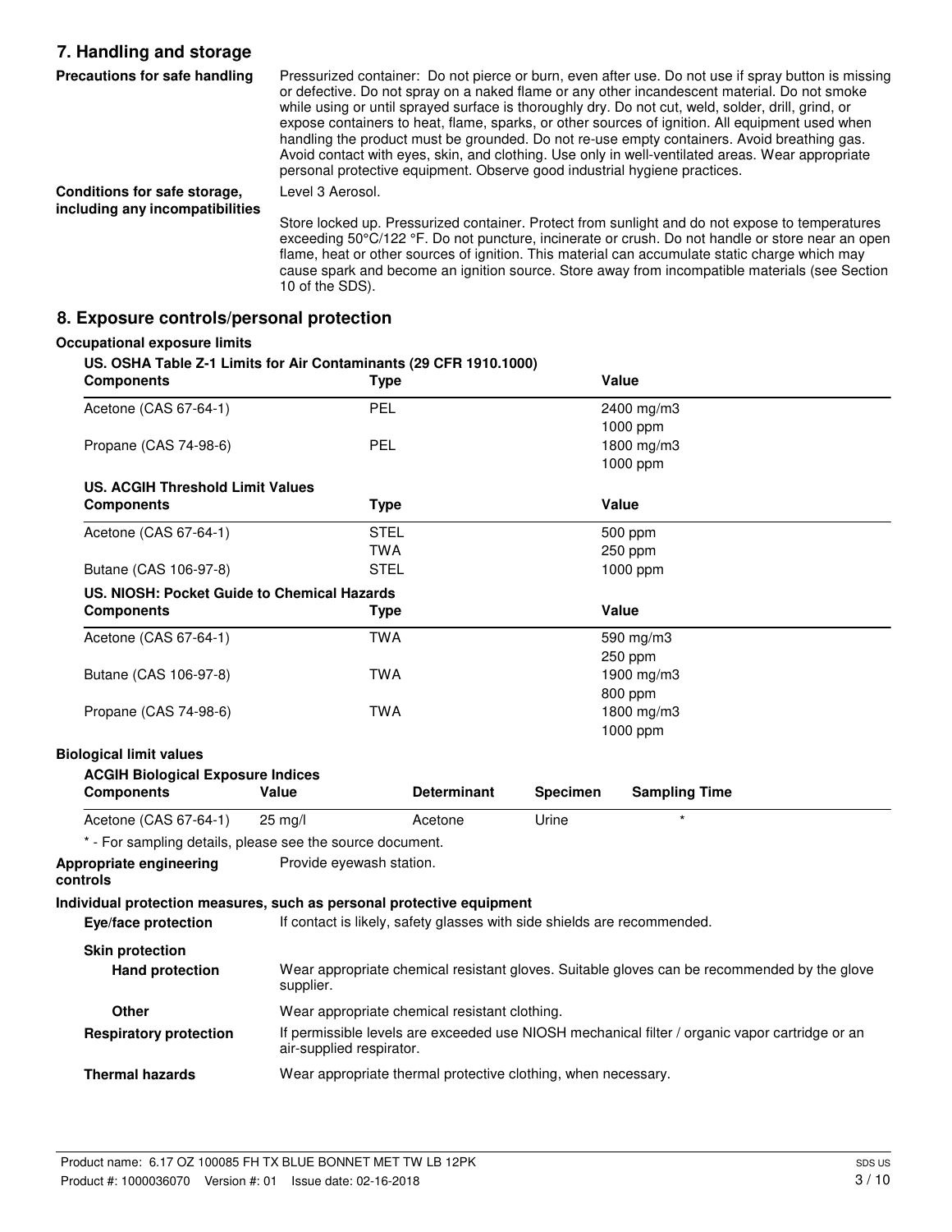## 7. Handling and storage

**Precautions for safe handling**

Pressurized container: Do not pierce or burn, even after use. Do not use if spray button is missing or defective. Do not spray on a naked flame or any other incandescent material. Do not smoke while using or until sprayed surface is thoroughly dry. Do not cut, weld, solder, drill, grind, or expose containers to heat, flame, sparks, or other sources of ignition. All equipment used when handling the product must be grounded. Do not re-use empty containers. Avoid breathing gas. Avoid contact with eyes, skin, and clothing. Use only in well-ventilated areas. Wear appropriate personal protective equipment. Observe good industrial hygiene practices.

**Conditions for safe storage, including any incompatibilities**

Level 3 Aerosol.

Store locked up. Pressurized container. Protect from sunlight and do not expose to temperatures exceeding 50°C/122 °F. Do not puncture, incinerate or crush. Do not handle or store near an open flame, heat or other sources of ignition. This material can accumulate static charge which may cause spark and become an ignition source. Store away from incompatible materials (see Section 10 of the SDS).

## 8. Exposure controls/personal protection

**Occupational exposure limits**

**US. OSHA Table Z-1 Limits for Air Contaminants (29 CFR 1910.1000)**

| Components | Type | Value |
|---|---|---|
| Acetone (CAS 67-64-1) | PEL | 2400 mg/m3 |
| | | 1000 ppm |
| Propane (CAS 74-98-6) | PEL | 1800 mg/m3 |
| | | 1000 ppm |

**US. ACGIH Threshold Limit Values**

| Components | Type | Value |
|---|---|---|
| Acetone (CAS 67-64-1) | STEL | 500 ppm |
| | TWA | 250 ppm |
| Butane (CAS 106-97-8) | STEL | 1000 ppm |

**US. NIOSH: Pocket Guide to Chemical Hazards**

| Components | Type | Value |
|---|---|---|
| Acetone (CAS 67-64-1) | TWA | 590 mg/m3 |
| | | 250 ppm |
| Butane (CAS 106-97-8) | TWA | 1900 mg/m3 |
| | | 800 ppm |
| Propane (CAS 74-98-6) | TWA | 1800 mg/m3 |
| | | 1000 ppm |

**Biological limit values**

**ACGIH Biological Exposure Indices**

| Components | Value | Determinant | Specimen | Sampling Time |
|---|---|---|---|---|
| Acetone (CAS 67-64-1) | 25 mg/l | Acetone | Urine | * |

* - For sampling details, please see the source document.

**Appropriate engineering controls**

Provide eyewash station.

**Individual protection measures, such as personal protective equipment**

**Eye/face protection**

If contact is likely, safety glasses with side shields are recommended.

**Skin protection**

**Hand protection**

Wear appropriate chemical resistant gloves. Suitable gloves can be recommended by the glove supplier.

**Other**

Wear appropriate chemical resistant clothing.

**Respiratory protection**

If permissible levels are exceeded use NIOSH mechanical filter / organic vapor cartridge or an air-supplied respirator.

**Thermal hazards**

Wear appropriate thermal protective clothing, when necessary.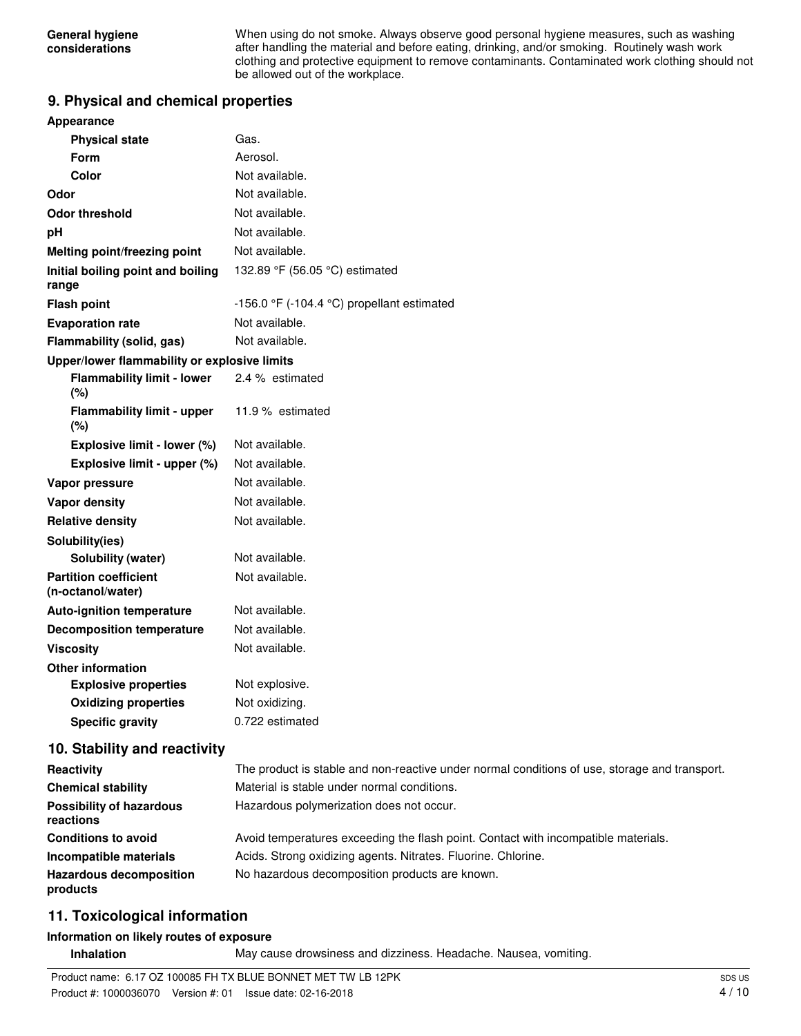| | |
|---|---|
| **General hygiene considerations** | When using do not smoke. Always observe good personal hygiene measures, such as washing after handling the material and before eating, drinking, and/or smoking. Routinely wash work clothing and protective equipment to remove contaminants. Contaminated work clothing should not be allowed out of the workplace. |

## 9. Physical and chemical properties

| | |
|---|---|
| **Appearance** | |
| **Physical state** | Gas. |
| **Form** | Aerosol. |
| **Color** | Not available. |
| **Odor** | Not available. |
| **Odor threshold** | Not available. |
| **pH** | Not available. |
| **Melting point/freezing point** | Not available. |
| **Initial boiling point and boiling range** | 132.89 °F (56.05 °C) estimated |
| **Flash point** | -156.0 °F (-104.4 °C) propellant estimated |
| **Evaporation rate** | Not available. |
| **Flammability (solid, gas)** | Not available. |
| **Upper/lower flammability or explosive limits** | |
| **Flammability limit - lower (%)** | 2.4 % estimated |
| **Flammability limit - upper (%)** | 11.9 % estimated |
| **Explosive limit - lower (%)** | Not available. |
| **Explosive limit - upper (%)** | Not available. |
| **Vapor pressure** | Not available. |
| **Vapor density** | Not available. |
| **Relative density** | Not available. |
| **Solubility(ies)** | |
| **Solubility (water)** | Not available. |
| **Partition coefficient (n-octanol/water)** | Not available. |
| **Auto-ignition temperature** | Not available. |
| **Decomposition temperature** | Not available. |
| **Viscosity** | Not available. |
| **Other information** | |
| **Explosive properties** | Not explosive. |
| **Oxidizing properties** | Not oxidizing. |
| **Specific gravity** | 0.722 estimated |

## 10. Stability and reactivity

| | |
|---|---|
| **Reactivity** | The product is stable and non-reactive under normal conditions of use, storage and transport. |
| **Chemical stability** | Material is stable under normal conditions. |
| **Possibility of hazardous reactions** | Hazardous polymerization does not occur. |
| **Conditions to avoid** | Avoid temperatures exceeding the flash point. Contact with incompatible materials. |
| **Incompatible materials** | Acids. Strong oxidizing agents. Nitrates. Fluorine. Chlorine. |
| **Hazardous decomposition products** | No hazardous decomposition products are known. |

## 11. Toxicological information

**Information on likely routes of exposure**

| | |
|---|---|
| **Inhalation** | May cause drowsiness and dizziness. Headache. Nausea, vomiting. |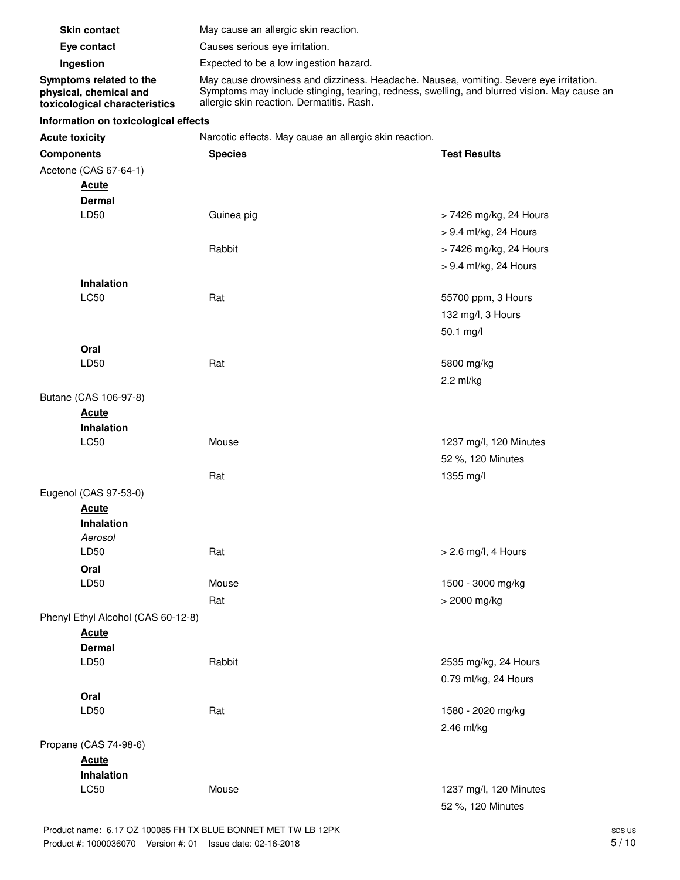| | |
|---|---|
| **Skin contact** | May cause an allergic skin reaction. |
| **Eye contact** | Causes serious eye irritation. |
| **Ingestion** | Expected to be a low ingestion hazard. |
| **Symptoms related to the physical, chemical and toxicological characteristics** | May cause drowsiness and dizziness. Headache. Nausea, vomiting. Severe eye irritation. Symptoms may include stinging, tearing, redness, swelling, and blurred vision. May cause an allergic skin reaction. Dermatitis. Rash. |

**Information on toxicological effects**

**Acute toxicity** Narcotic effects. May cause an allergic skin reaction.

| Components | Species | Test Results |
|---|---|---|
| Acetone (CAS 67-64-1) | | |
| **Acute** | | |
| **Dermal** | | |
| LD50 | Guinea pig | > 7426 mg/kg, 24 Hours |
| | | > 9.4 ml/kg, 24 Hours |
| | Rabbit | > 7426 mg/kg, 24 Hours |
| | | > 9.4 ml/kg, 24 Hours |
| **Inhalation** | | |
| LC50 | Rat | 55700 ppm, 3 Hours |
| | | 132 mg/l, 3 Hours |
| | | 50.1 mg/l |
| **Oral** | | |
| LD50 | Rat | 5800 mg/kg |
| | | 2.2 ml/kg |
| Butane (CAS 106-97-8) | | |
| **Acute** | | |
| **Inhalation** | | |
| LC50 | Mouse | 1237 mg/l, 120 Minutes |
| | | 52 %, 120 Minutes |
| | Rat | 1355 mg/l |
| Eugenol (CAS 97-53-0) | | |
| **Acute** | | |
| **Inhalation** | | |
| *Aerosol* | | |
| LD50 | Rat | > 2.6 mg/l, 4 Hours |
| **Oral** | | |
| LD50 | Mouse | 1500 - 3000 mg/kg |
| | Rat | > 2000 mg/kg |
| Phenyl Ethyl Alcohol (CAS 60-12-8) | | |
| **Acute** | | |
| **Dermal** | | |
| LD50 | Rabbit | 2535 mg/kg, 24 Hours |
| | | 0.79 ml/kg, 24 Hours |
| **Oral** | | |
| LD50 | Rat | 1580 - 2020 mg/kg |
| | | 2.46 ml/kg |
| Propane (CAS 74-98-6) | | |
| **Acute** | | |
| **Inhalation** | | |
| LC50 | Mouse | 1237 mg/l, 120 Minutes |
| | | 52 %, 120 Minutes |

Product name: 6.17 OZ 100085 FH TX BLUE BONNET MET TW LB 12PK
Product #: 1000036070 Version #: 01 Issue date: 02-16-2018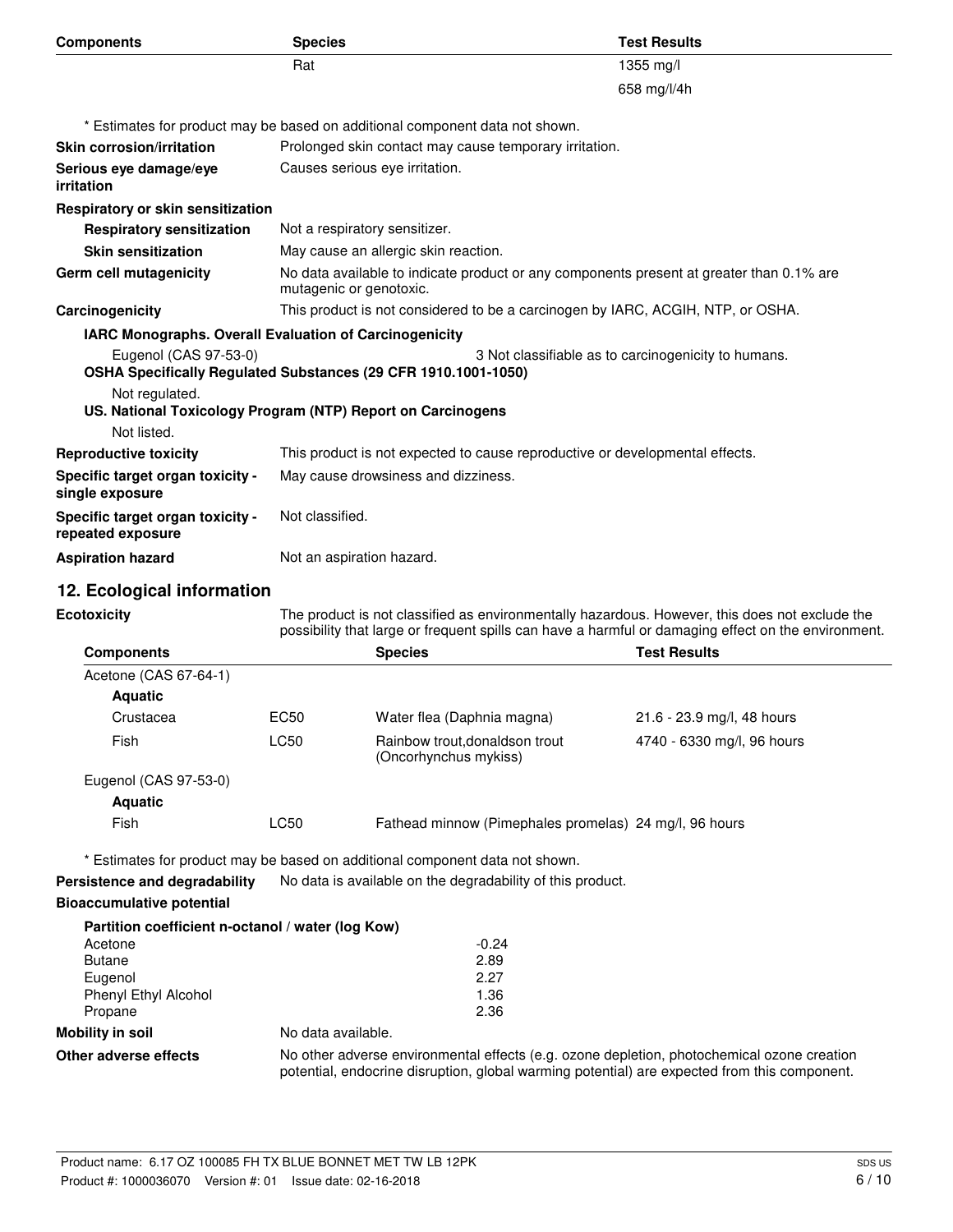| Components | Species | Test Results |
|---|---|---|
| | Rat | 1355 mg/l |
| | | 658 mg/l/4h |

\* Estimates for product may be based on additional component data not shown.

**Skin corrosion/irritation** Prolonged skin contact may cause temporary irritation.

**Serious eye damage/eye irritation** Causes serious eye irritation.

**Respiratory or skin sensitization**

**Respiratory sensitization** Not a respiratory sensitizer.

**Skin sensitization** May cause an allergic skin reaction.

**Germ cell mutagenicity** No data available to indicate product or any components present at greater than 0.1% are mutagenic or genotoxic.

**Carcinogenicity** This product is not considered to be a carcinogen by IARC, ACGIH, NTP, or OSHA.

**IARC Monographs. Overall Evaluation of Carcinogenicity**

Eugenol (CAS 97-53-0) 3 Not classifiable as to carcinogenicity to humans.

**OSHA Specifically Regulated Substances (29 CFR 1910.1001-1050)**

Not regulated.

**US. National Toxicology Program (NTP) Report on Carcinogens**

Not listed.

**Reproductive toxicity** This product is not expected to cause reproductive or developmental effects.

**Specific target organ toxicity - single exposure** May cause drowsiness and dizziness.

**Specific target organ toxicity - repeated exposure** Not classified.

**Aspiration hazard** Not an aspiration hazard.

## 12. Ecological information

**Ecotoxicity** The product is not classified as environmentally hazardous. However, this does not exclude the possibility that large or frequent spills can have a harmful or damaging effect on the environment.

| Components | | Species | Test Results |
|---|---|---|---|
| Acetone (CAS 67-64-1) | | | |
| **Aquatic** | | | |
| Crustacea | EC50 | Water flea (Daphnia magna) | 21.6 - 23.9 mg/l, 48 hours |
| Fish | LC50 | Rainbow trout,donaldson trout (Oncorhynchus mykiss) | 4740 - 6330 mg/l, 96 hours |
| Eugenol (CAS 97-53-0) | | | |
| **Aquatic** | | | |
| Fish | LC50 | Fathead minnow (Pimephales promelas) | 24 mg/l, 96 hours |

\* Estimates for product may be based on additional component data not shown.

**Persistence and degradability** No data is available on the degradability of this product.

**Bioaccumulative potential**

**Partition coefficient n-octanol / water (log Kow)**

| | |
|---|---|
| Acetone | -0.24 |
| Butane | 2.89 |
| Eugenol | 2.27 |
| Phenyl Ethyl Alcohol | 1.36 |
| Propane | 2.36 |

**Mobility in soil** No data available.

**Other adverse effects** No other adverse environmental effects (e.g. ozone depletion, photochemical ozone creation potential, endocrine disruption, global warming potential) are expected from this component.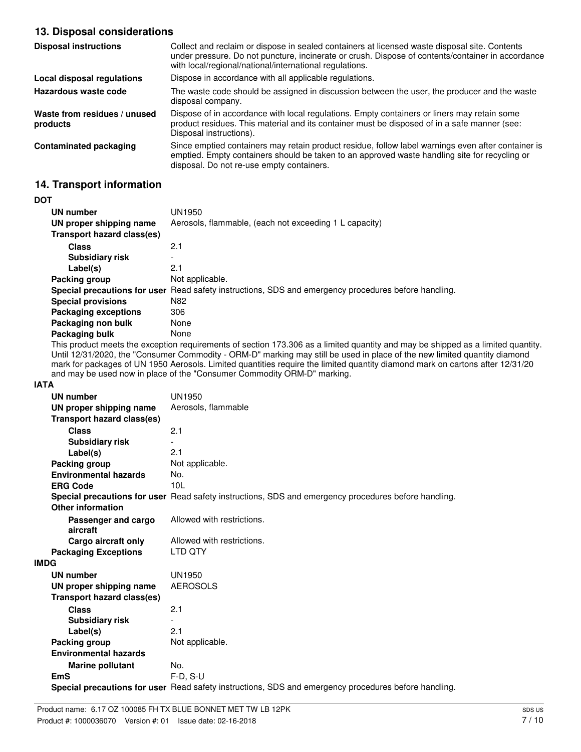## 13. Disposal considerations

| | |
|---|---|
| **Disposal instructions** | Collect and reclaim or dispose in sealed containers at licensed waste disposal site. Contents under pressure. Do not puncture, incinerate or crush. Dispose of contents/container in accordance with local/regional/national/international regulations. |
| **Local disposal regulations** | Dispose in accordance with all applicable regulations. |
| **Hazardous waste code** | The waste code should be assigned in discussion between the user, the producer and the waste disposal company. |
| **Waste from residues / unused products** | Dispose of in accordance with local regulations. Empty containers or liners may retain some product residues. This material and its container must be disposed of in a safe manner (see: Disposal instructions). |
| **Contaminated packaging** | Since emptied containers may retain product residue, follow label warnings even after container is emptied. Empty containers should be taken to an approved waste handling site for recycling or disposal. Do not re-use empty containers. |

## 14. Transport information

**DOT**

| | |
|---|---|
| **UN number** | UN1950 |
| **UN proper shipping name** | Aerosols, flammable, (each not exceeding 1 L capacity) |
| **Transport hazard class(es)** | |
| **Class** | 2.1 |
| **Subsidiary risk** | - |
| **Label(s)** | 2.1 |
| **Packing group** | Not applicable. |
| **Special precautions for user** | Read safety instructions, SDS and emergency procedures before handling. |
| **Special provisions** | N82 |
| **Packaging exceptions** | 306 |
| **Packaging non bulk** | None |
| **Packaging bulk** | None |

This product meets the exception requirements of section 173.306 as a limited quantity and may be shipped as a limited quantity. Until 12/31/2020, the "Consumer Commodity - ORM-D" marking may still be used in place of the new limited quantity diamond mark for packages of UN 1950 Aerosols. Limited quantities require the limited quantity diamond mark on cartons after 12/31/20 and may be used now in place of the "Consumer Commodity ORM-D" marking.

**IATA**

| | |
|---|---|
| **UN number** | UN1950 |
| **UN proper shipping name** | Aerosols, flammable |
| **Transport hazard class(es)** | |
| **Class** | 2.1 |
| **Subsidiary risk** | - |
| **Label(s)** | 2.1 |
| **Packing group** | Not applicable. |
| **Environmental hazards** | No. |
| **ERG Code** | 10L |
| **Special precautions for user** | Read safety instructions, SDS and emergency procedures before handling. |
| **Other information** | |
| **Passenger and cargo aircraft** | Allowed with restrictions. |
| **Cargo aircraft only** | Allowed with restrictions. |
| **Packaging Exceptions** | LTD QTY |

**IMDG**

| | |
|---|---|
| **UN number** | UN1950 |
| **UN proper shipping name** | AEROSOLS |
| **Transport hazard class(es)** | |
| **Class** | 2.1 |
| **Subsidiary risk** | - |
| **Label(s)** | 2.1 |
| **Packing group** | Not applicable. |
| **Environmental hazards** | |
| **Marine pollutant** | No. |
| **EmS** | F-D, S-U |
| **Special precautions for user** | Read safety instructions, SDS and emergency procedures before handling. |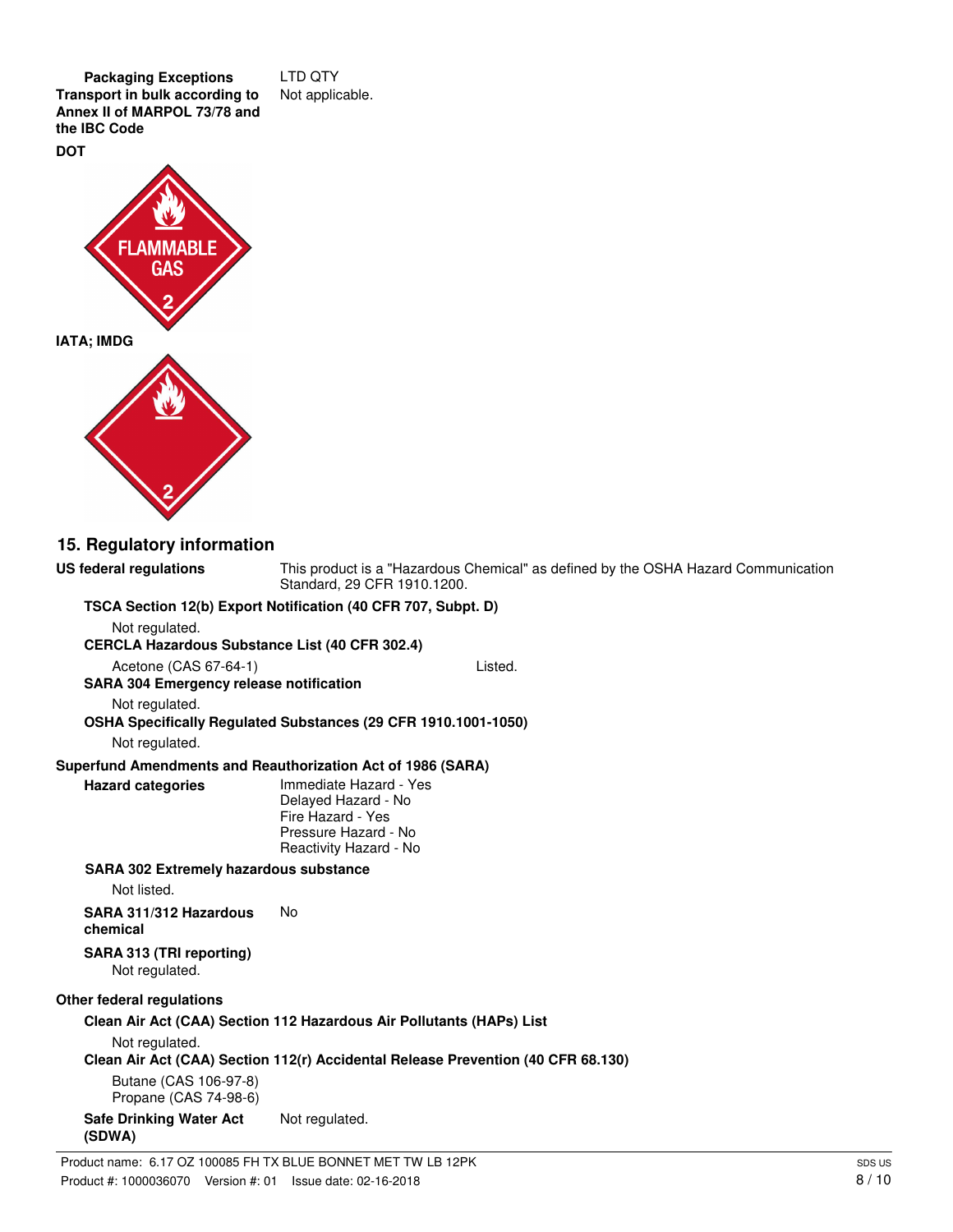**Packaging Exceptions** LTD QTY

**Transport in bulk according to Annex II of MARPOL 73/78 and the IBC Code** Not applicable.

**DOT**

FLAMMABLE GAS

2

**IATA; IMDG**

2

## 15. Regulatory information

**US federal regulations** This product is a "Hazardous Chemical" as defined by the OSHA Hazard Communication Standard, 29 CFR 1910.1200.

**TSCA Section 12(b) Export Notification (40 CFR 707, Subpt. D)**

Not regulated.

**CERCLA Hazardous Substance List (40 CFR 302.4)**

Acetone (CAS 67-64-1) Listed.

**SARA 304 Emergency release notification**

Not regulated.

**OSHA Specifically Regulated Substances (29 CFR 1910.1001-1050)**

Not regulated.

**Superfund Amendments and Reauthorization Act of 1986 (SARA)**

**Hazard categories**

Immediate Hazard - Yes
Delayed Hazard - No
Fire Hazard - Yes
Pressure Hazard - No
Reactivity Hazard - No

**SARA 302 Extremely hazardous substance**

Not listed.

**SARA 311/312 Hazardous chemical** No

**SARA 313 (TRI reporting)**

Not regulated.

**Other federal regulations**

**Clean Air Act (CAA) Section 112 Hazardous Air Pollutants (HAPs) List**

Not regulated.

**Clean Air Act (CAA) Section 112(r) Accidental Release Prevention (40 CFR 68.130)**

Butane (CAS 106-97-8)
Propane (CAS 74-98-6)

**Safe Drinking Water Act (SDWA)** Not regulated.

Product name: 6.17 OZ 100085 FH TX BLUE BONNET MET TW LB 12PK
Product #: 1000036070 Version #: 01 Issue date: 02-16-2018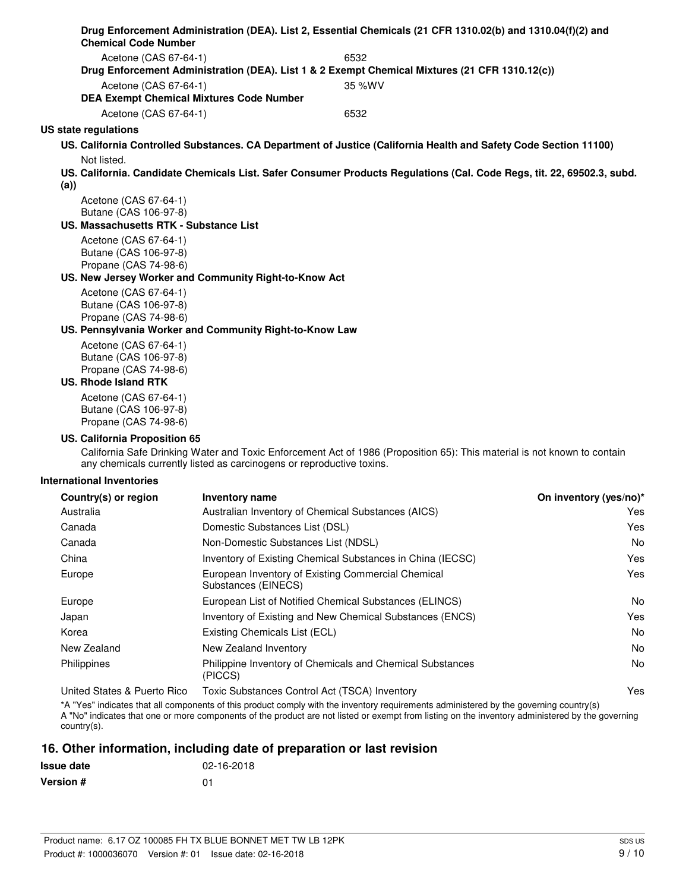**Drug Enforcement Administration (DEA). List 2, Essential Chemicals (21 CFR 1310.02(b) and 1310.04(f)(2) and Chemical Code Number**

| | |
|---|---|
| Acetone (CAS 67-64-1) | 6532 |

**Drug Enforcement Administration (DEA). List 1 & 2 Exempt Chemical Mixtures (21 CFR 1310.12(c))**

| | |
|---|---|
| Acetone (CAS 67-64-1) | 35 %WV |

**DEA Exempt Chemical Mixtures Code Number**

| | |
|---|---|
| Acetone (CAS 67-64-1) | 6532 |

**US state regulations**

**US. California Controlled Substances. CA Department of Justice (California Health and Safety Code Section 11100)**

Not listed.

**US. California. Candidate Chemicals List. Safer Consumer Products Regulations (Cal. Code Regs, tit. 22, 69502.3, subd. (a))**

Acetone (CAS 67-64-1)
Butane (CAS 106-97-8)

**US. Massachusetts RTK - Substance List**

Acetone (CAS 67-64-1)
Butane (CAS 106-97-8)
Propane (CAS 74-98-6)

**US. New Jersey Worker and Community Right-to-Know Act**

Acetone (CAS 67-64-1)
Butane (CAS 106-97-8)
Propane (CAS 74-98-6)

**US. Pennsylvania Worker and Community Right-to-Know Law**

Acetone (CAS 67-64-1)
Butane (CAS 106-97-8)
Propane (CAS 74-98-6)

**US. Rhode Island RTK**

Acetone (CAS 67-64-1)
Butane (CAS 106-97-8)
Propane (CAS 74-98-6)

**US. California Proposition 65**

California Safe Drinking Water and Toxic Enforcement Act of 1986 (Proposition 65): This material is not known to contain any chemicals currently listed as carcinogens or reproductive toxins.

**International Inventories**

| Country(s) or region | Inventory name | On inventory (yes/no)* |
|---|---|---|
| Australia | Australian Inventory of Chemical Substances (AICS) | Yes |
| Canada | Domestic Substances List (DSL) | Yes |
| Canada | Non-Domestic Substances List (NDSL) | No |
| China | Inventory of Existing Chemical Substances in China (IECSC) | Yes |
| Europe | European Inventory of Existing Commercial Chemical Substances (EINECS) | Yes |
| Europe | European List of Notified Chemical Substances (ELINCS) | No |
| Japan | Inventory of Existing and New Chemical Substances (ENCS) | Yes |
| Korea | Existing Chemicals List (ECL) | No |
| New Zealand | New Zealand Inventory | No |
| Philippines | Philippine Inventory of Chemicals and Chemical Substances (PICCS) | No |
| United States & Puerto Rico | Toxic Substances Control Act (TSCA) Inventory | Yes |

*A "Yes" indicates that all components of this product comply with the inventory requirements administered by the governing country(s)
A "No" indicates that one or more components of the product are not listed or exempt from listing on the inventory administered by the governing country(s).

## 16. Other information, including date of preparation or last revision

| | |
|---|---|
| **Issue date** | 02-16-2018 |
| **Version #** | 01 |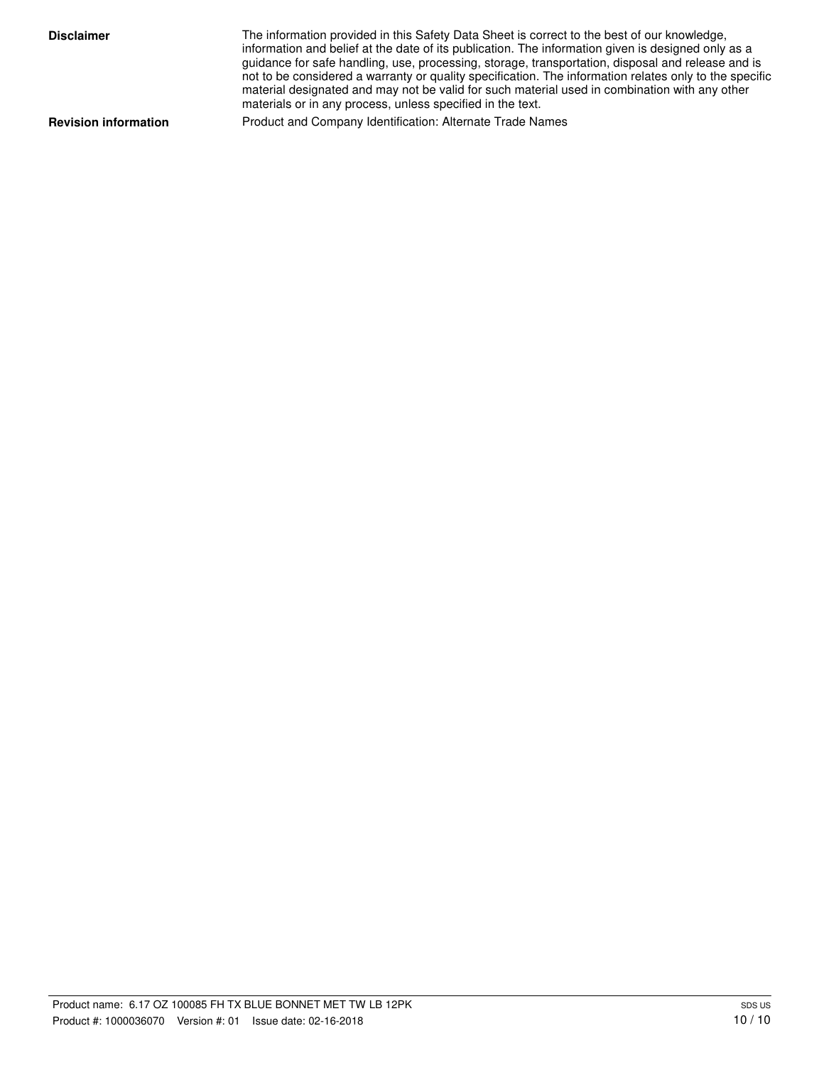**Disclaimer**

The information provided in this Safety Data Sheet is correct to the best of our knowledge, information and belief at the date of its publication. The information given is designed only as a guidance for safe handling, use, processing, storage, transportation, disposal and release and is not to be considered a warranty or quality specification. The information relates only to the specific material designated and may not be valid for such material used in combination with any other materials or in any process, unless specified in the text.

**Revision information**

Product and Company Identification: Alternate Trade Names